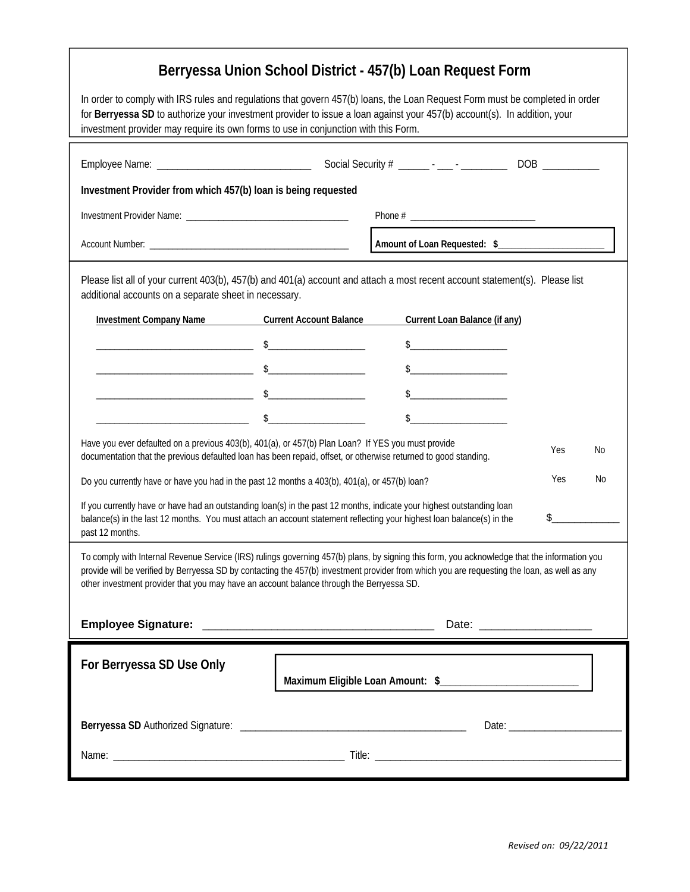# Berryessa Union School District - 457(b) Loan Request Form

In order to comply with IRS rules and regulations that govern 457(b) loans, the Loan Request Form must be completed in order for **Berryessa SD** to authorize your investment provider to issue a loan against your 457(b) account(s). In addition, your investment provider may require its own forms to use in conjunction with this Form.

Employee Name: ______________________________ Social Security # ______ - ___ - _________ DOB ___________

**Investment Provider from which 457(b) loan is being requested**

Investment Provider Name: ___________________________________ Phone # _________________________

Account Number: __________________________________________ **Amount of Loan Requested: $______________________**

Please list all of your current 403(b), 457(b) and 401(a) account and attach a most recent account statement(s). Please list additional accounts on a separate sheet in necessary.

| Investment Company Name | Current Account Balance | Current Loan Balance (if any) |
|---|---|---|
| ________________________________ | $____________________ | $____________________ |
| ________________________________ | $____________________ | $____________________ |
| ________________________________ | $____________________ | $____________________ |
| ________________________________ | $____________________ | $____________________ |

Have you ever defaulted on a previous 403(b), 401(a), or 457(b) Plan Loan? If YES you must provide documentation that the previous defaulted loan has been repaid, offset, or otherwise returned to good standing. Yes No

Do you currently have or have you had in the past 12 months a 403(b), 401(a), or 457(b) loan? Yes No

If you currently have or have had an outstanding loan(s) in the past 12 months, indicate your highest outstanding loan balance(s) in the last 12 months. You must attach an account statement reflecting your highest loan balance(s) in the past 12 months. $_____________

To comply with Internal Revenue Service (IRS) rulings governing 457(b) plans, by signing this form, you acknowledge that the information you provide will be verified by Berryessa SD by contacting the 457(b) investment provider from which you are requesting the loan, as well as any other investment provider that you may have an account balance through the Berryessa SD.

**Employee Signature:** _____________________________________ Date: _________________

## For Berryessa SD Use Only

**Maximum Eligible Loan Amount: $__________________________**

**Berryessa SD** Authorized Signature: ___________________________________________ Date: _____________________

Name: _____________________________________________ Title: ________________________________________________

*Revised on: 09/22/2011*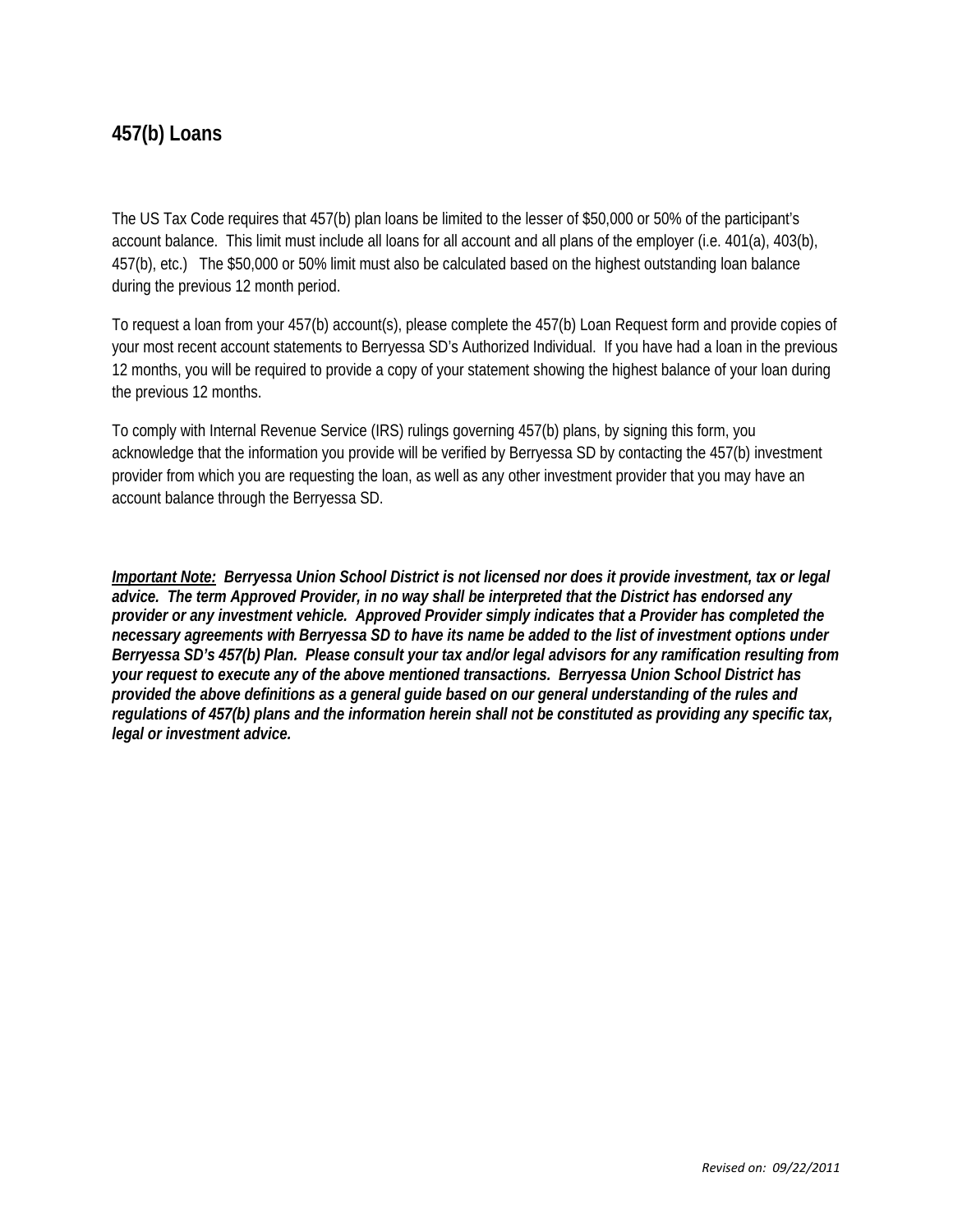## 457(b) Loans

The US Tax Code requires that 457(b) plan loans be limited to the lesser of $50,000 or 50% of the participant's account balance. This limit must include all loans for all account and all plans of the employer (i.e. 401(a), 403(b), 457(b), etc.) The $50,000 or 50% limit must also be calculated based on the highest outstanding loan balance during the previous 12 month period.

To request a loan from your 457(b) account(s), please complete the 457(b) Loan Request form and provide copies of your most recent account statements to Berryessa SD's Authorized Individual. If you have had a loan in the previous 12 months, you will be required to provide a copy of your statement showing the highest balance of your loan during the previous 12 months.

To comply with Internal Revenue Service (IRS) rulings governing 457(b) plans, by signing this form, you acknowledge that the information you provide will be verified by Berryessa SD by contacting the 457(b) investment provider from which you are requesting the loan, as well as any other investment provider that you may have an account balance through the Berryessa SD.

***Important Note:*** ***Berryessa Union School District is not licensed nor does it provide investment, tax or legal advice. The term Approved Provider, in no way shall be interpreted that the District has endorsed any provider or any investment vehicle. Approved Provider simply indicates that a Provider has completed the necessary agreements with Berryessa SD to have its name be added to the list of investment options under Berryessa SD's 457(b) Plan. Please consult your tax and/or legal advisors for any ramification resulting from your request to execute any of the above mentioned transactions. Berryessa Union School District has provided the above definitions as a general guide based on our general understanding of the rules and regulations of 457(b) plans and the information herein shall not be constituted as providing any specific tax, legal or investment advice.***

*Revised on: 09/22/2011*